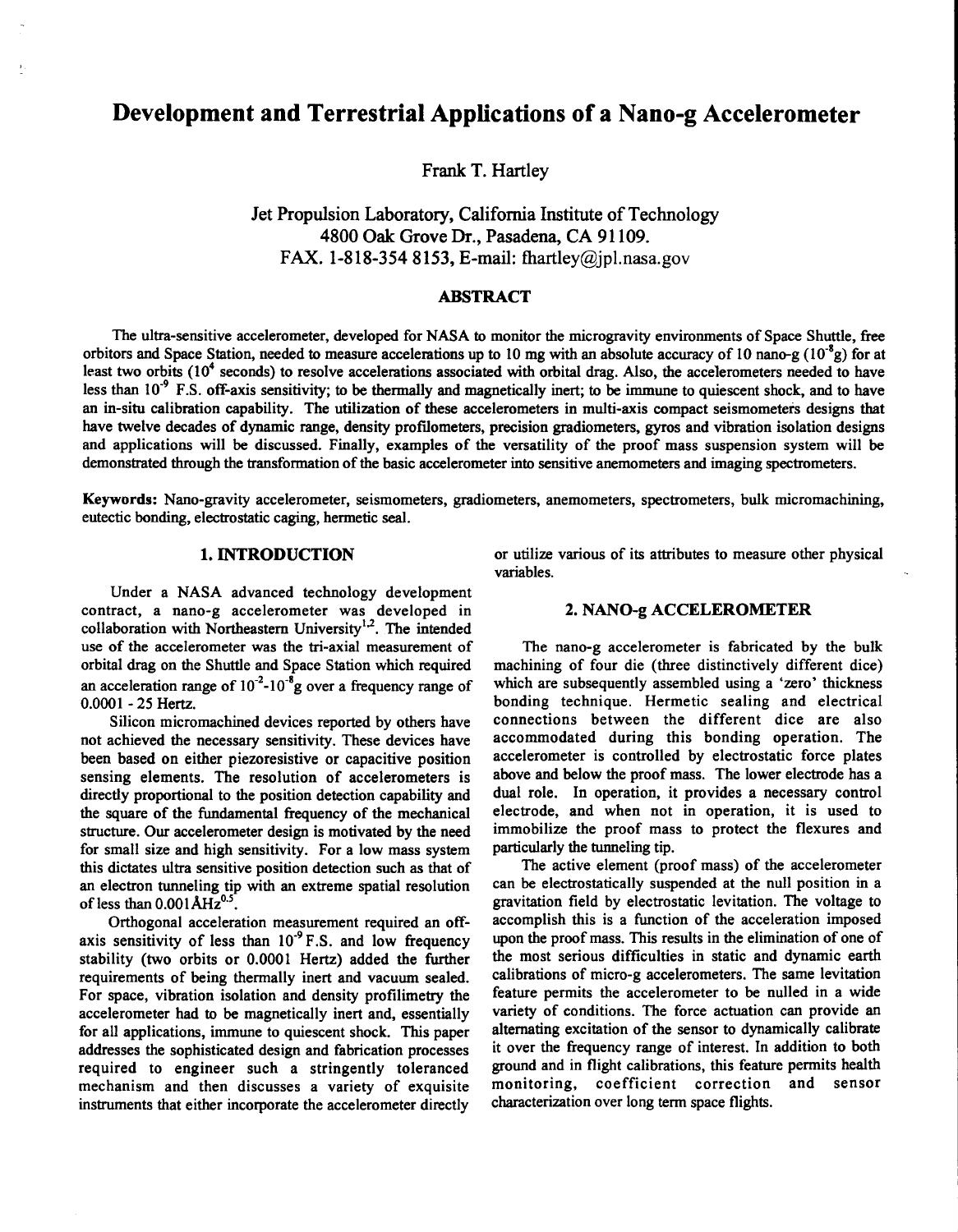# Development and Terrestrial Applications of a Nano-g Accelerometer

Frank T. Hartley

Jet Propulsion Laboratory, California Institute of Technology
4800 Oak Grove Dr., Pasadena, CA 91109.
FAX. 1-818-354 8153, E-mail: fhartley@jpl.nasa.gov

## ABSTRACT

The ultra-sensitive accelerometer, developed for NASA to monitor the microgravity environments of Space Shuttle, free orbitors and Space Station, needed to measure accelerations up to 10 mg with an absolute accuracy of 10 nano-g ($10^{-8}$g) for at least two orbits ($10^4$ seconds) to resolve accelerations associated with orbital drag. Also, the accelerometers needed to have less than $10^{-9}$ F.S. off-axis sensitivity; to be thermally and magnetically inert; to be immune to quiescent shock, and to have an in-situ calibration capability. The utilization of these accelerometers in multi-axis compact seismometers designs that have twelve decades of dynamic range, density profilometers, precision gradiometers, gyros and vibration isolation designs and applications will be discussed. Finally, examples of the versatility of the proof mass suspension system will be demonstrated through the transformation of the basic accelerometer into sensitive anemometers and imaging spectrometers.

**Keywords:** Nano-gravity accelerometer, seismometers, gradiometers, anemometers, spectrometers, bulk micromachining, eutectic bonding, electrostatic caging, hermetic seal.

## 1. INTRODUCTION

Under a NASA advanced technology development contract, a nano-g accelerometer was developed in collaboration with Northeastern University[1,2]. The intended use of the accelerometer was the tri-axial measurement of orbital drag on the Shuttle and Space Station which required an acceleration range of $10^{-2}$-$10^{-8}$g over a frequency range of 0.0001 - 25 Hertz.

Silicon micromachined devices reported by others have not achieved the necessary sensitivity. These devices have been based on either piezoresistive or capacitive position sensing elements. The resolution of accelerometers is directly proportional to the position detection capability and the square of the fundamental frequency of the mechanical structure. Our accelerometer design is motivated by the need for small size and high sensitivity. For a low mass system this dictates ultra sensitive position detection such as that of an electron tunneling tip with an extreme spatial resolution of less than $0.001\text{Å}\text{Hz}^{0.5}$.

Orthogonal acceleration measurement required an off-axis sensitivity of less than $10^{-9}$ F.S. and low frequency stability (two orbits or 0.0001 Hertz) added the further requirements of being thermally inert and vacuum sealed. For space, vibration isolation and density profilimetry the accelerometer had to be magnetically inert and, essentially for all applications, immune to quiescent shock. This paper addresses the sophisticated design and fabrication processes required to engineer such a stringently toleranced mechanism and then discusses a variety of exquisite instruments that either incorporate the accelerometer directly or utilize various of its attributes to measure other physical variables.

## 2. NANO-g ACCELEROMETER

The nano-g accelerometer is fabricated by the bulk machining of four die (three distinctively different dice) which are subsequently assembled using a 'zero' thickness bonding technique. Hermetic sealing and electrical connections between the different dice are also accommodated during this bonding operation. The accelerometer is controlled by electrostatic force plates above and below the proof mass. The lower electrode has a dual role. In operation, it provides a necessary control electrode, and when not in operation, it is used to immobilize the proof mass to protect the flexures and particularly the tunneling tip.

The active element (proof mass) of the accelerometer can be electrostatically suspended at the null position in a gravitation field by electrostatic levitation. The voltage to accomplish this is a function of the acceleration imposed upon the proof mass. This results in the elimination of one of the most serious difficulties in static and dynamic earth calibrations of micro-g accelerometers. The same levitation feature permits the accelerometer to be nulled in a wide variety of conditions. The force actuation can provide an alternating excitation of the sensor to dynamically calibrate it over the frequency range of interest. In addition to both ground and in flight calibrations, this feature permits health monitoring, coefficient correction and sensor characterization over long term space flights.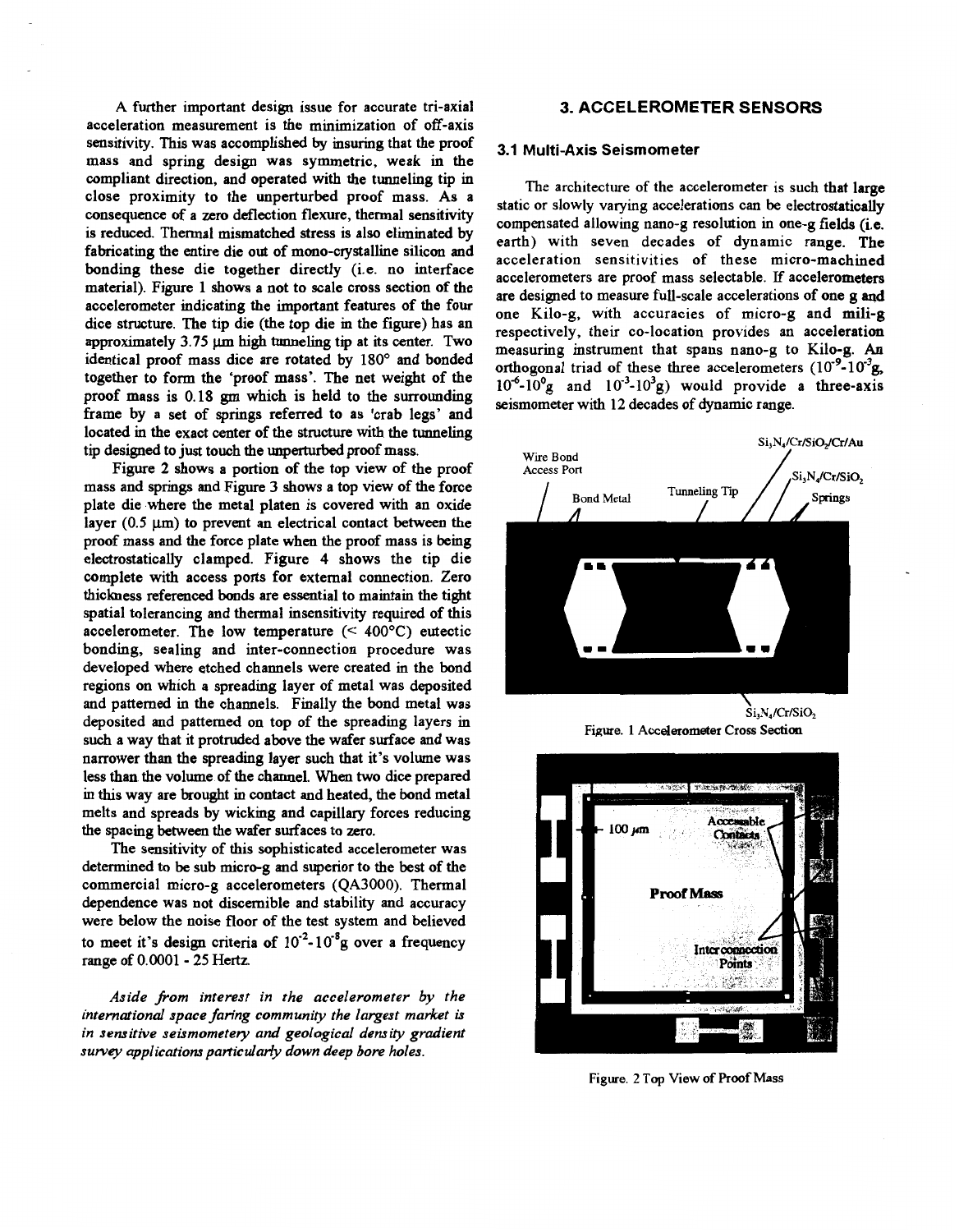A further important design issue for accurate tri-axial acceleration measurement is the minimization of off-axis sensitivity. This was accomplished by insuring that the proof mass and spring design was symmetric, weak in the compliant direction, and operated with the tunneling tip in close proximity to the unperturbed proof mass. As a consequence of a zero deflection flexure, thermal sensitivity is reduced. Thermal mismatched stress is also eliminated by fabricating the entire die out of mono-crystalline silicon and bonding these die together directly (i.e. no interface material). Figure 1 shows a not to scale cross section of the accelerometer indicating the important features of the four dice structure. The tip die (the top die in the figure) has an approximately 3.75 μm high tunneling tip at its center. Two identical proof mass dice are rotated by 180° and bonded together to form the 'proof mass'. The net weight of the proof mass is 0.18 gm which is held to the surrounding frame by a set of springs referred to as 'crab legs' and located in the exact center of the structure with the tunneling tip designed to just touch the unperturbed proof mass.

Figure 2 shows a portion of the top view of the proof mass and springs and Figure 3 shows a top view of the force plate die where the metal platen is covered with an oxide layer (0.5 μm) to prevent an electrical contact between the proof mass and the force plate when the proof mass is being electrostatically clamped. Figure 4 shows the tip die complete with access ports for external connection. Zero thickness referenced bonds are essential to maintain the tight spatial tolerancing and thermal insensitivity required of this accelerometer. The low temperature (< 400°C) eutectic bonding, sealing and inter-connection procedure was developed where etched channels were created in the bond regions on which a spreading layer of metal was deposited and patterned in the channels. Finally the bond metal was deposited and patterned on top of the spreading layers in such a way that it protruded above the wafer surface and was narrower than the spreading layer such that it's volume was less than the volume of the channel. When two dice prepared in this way are brought in contact and heated, the bond metal melts and spreads by wicking and capillary forces reducing the spacing between the wafer surfaces to zero.

The sensitivity of this sophisticated accelerometer was determined to be sub micro-g and superior to the best of the commercial micro-g accelerometers (QA3000). Thermal dependence was not discernible and stability and accuracy were below the noise floor of the test system and believed to meet it's design criteria of $10^{-2}$-$10^{-8}$g over a frequency range of 0.0001 - 25 Hertz.

*Aside from interest in the accelerometer by the international space faring community the largest market is in sensitive seismometery and geological density gradient survey applications particularly down deep bore holes.*

## 3. ACCELEROMETER SENSORS

### 3.1 Multi-Axis Seismometer

The architecture of the accelerometer is such that large static or slowly varying accelerations can be electrostatically compensated allowing nano-g resolution in one-g fields (i.e. earth) with seven decades of dynamic range. The acceleration sensitivities of these micro-machined accelerometers are proof mass selectable. If accelerometers are designed to measure full-scale accelerations of one g and one Kilo-g, with accuracies of micro-g and mili-g respectively, their co-location provides an acceleration measuring instrument that spans nano-g to Kilo-g. An orthogonal triad of these three accelerometers ($10^{-9}$-$10^{-3}$g, $10^{-6}$-$10^{0}$g and $10^{-3}$-$10^{3}$g) would provide a three-axis seismometer with 12 decades of dynamic range.

Wire Bond Access Port | Bond Metal | Tunneling Tip | $Si_3N_4$/Cr/$SiO_2$/Cr/Au | $Si_3N_4$/Cr/$SiO_2$ | Springs | $Si_3N_4$/Cr/$SiO_2$

Figure. 1 Accelerometer Cross Section

100 μm | Accessable Contacts | Proof Mass | Interconnection Points

Figure. 2 Top View of Proof Mass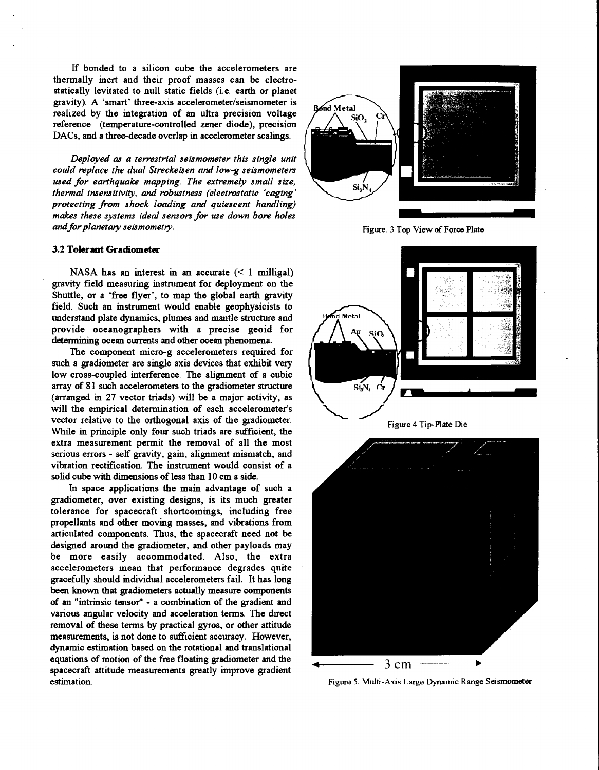If bonded to a silicon cube the accelerometers are thermally inert and their proof masses can be electrostatically levitated to null static fields (i.e. earth or planet gravity). A 'smart' three-axis accelerometer/seismometer is realized by the integration of an ultra precision voltage reference (temperature-controlled zener diode), precision DACs, and a three-decade overlap in accelerometer scalings.

*Deployed as a terrestrial seismometer this single unit could replace the dual Streckeisen and low-g seismometers used for earthquake mapping. The extremely small size, thermal insensitivity, and robustness (electrostatic 'caging' protecting from shock loading and quiescent handling) makes these systems ideal sensors for use down bore holes and for planetary seismometry.*

### 3.2 Tolerant Gradiometer

NASA has an interest in an accurate (< 1 milligal) gravity field measuring instrument for deployment on the Shuttle, or a 'free flyer', to map the global earth gravity field. Such an instrument would enable geophysicists to understand plate dynamics, plumes and mantle structure and provide oceanographers with a precise geoid for determining ocean currents and other ocean phenomena.

The component micro-g accelerometers required for such a gradiometer are single axis devices that exhibit very low cross-coupled interference. The alignment of a cubic array of 81 such accelerometers to the gradiometer structure (arranged in 27 vector triads) will be a major activity, as will the empirical determination of each accelerometer's vector relative to the orthogonal axis of the gradiometer. While in principle only four such triads are sufficient, the extra measurement permit the removal of all the most serious errors - self gravity, gain, alignment mismatch, and vibration rectification. The instrument would consist of a solid cube with dimensions of less than 10 cm a side.

In space applications the main advantage of such a gradiometer, over existing designs, is its much greater tolerance for spacecraft shortcomings, including free propellants and other moving masses, and vibrations from articulated components. Thus, the spacecraft need not be designed around the gradiometer, and other payloads may be more easily accommodated. Also, the extra accelerometers mean that performance degrades quite gracefully should individual accelerometers fail. It has long been known that gradiometers actually measure components of an "intrinsic tensor" - a combination of the gradient and various angular velocity and acceleration terms. The direct removal of these terms by practical gyros, or other attitude measurements, is not done to sufficient accuracy. However, dynamic estimation based on the rotational and translational equations of motion of the free floating gradiometer and the spacecraft attitude measurements greatly improve gradient estimation.

Figure. 3 Top View of Force Plate

Figure 4 Tip-Plate Die

Figure 5. Multi-Axis Large Dynamic Range Seismometer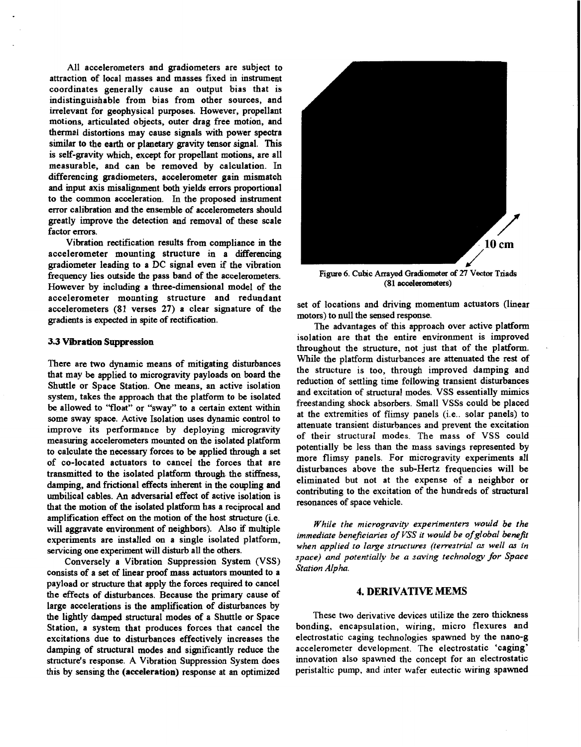All accelerometers and gradiometers are subject to attraction of local masses and masses fixed in instrument coordinates generally cause an output bias that is indistinguishable from bias from other sources, and irrelevant for geophysical purposes. However, propellant motions, articulated objects, outer drag free motion, and thermal distortions may cause signals with power spectra similar to the earth or planetary gravity tensor signal. This is self-gravity which, except for propellant motions, are all measurable, and can be removed by calculation. In differencing gradiometers, accelerometer gain mismatch and input axis misalignment both yields errors proportional to the common acceleration. In the proposed instrument error calibration and the ensemble of accelerometers should greatly improve the detection and removal of these scale factor errors.

Vibration rectification results from compliance in the accelerometer mounting structure in a differencing gradiometer leading to a DC signal even if the vibration frequency lies outside the pass band of the accelerometers. However by including a three-dimensional model of the accelerometer mounting structure and redundant accelerometers (81 verses 27) a clear signature of the gradients is expected in spite of rectification.

### 3.3 Vibration Suppression

There are two dynamic means of mitigating disturbances that may be applied to microgravity payloads on board the Shuttle or Space Station. One means, an active isolation system, takes the approach that the platform to be isolated be allowed to "float" or "sway" to a certain extent within some sway space. Active Isolation uses dynamic control to improve its performance by deploying microgravity measuring accelerometers mounted on the isolated platform to calculate the necessary forces to be applied through a set of co-located actuators to cancel the forces that are transmitted to the isolated platform through the stiffness, damping, and frictional effects inherent in the coupling and umbilical cables. An adversarial effect of active isolation is that the motion of the isolated platform has a reciprocal and amplification effect on the motion of the host structure (i.e. will aggravate environment of neighbors). Also if multiple experiments are installed on a single isolated platform, servicing one experiment will disturb all the others.

Conversely a Vibration Suppression System (VSS) consists of a set of linear proof mass actuators mounted to a payload or structure that apply the forces required to cancel the effects of disturbances. Because the primary cause of large accelerations is the amplification of disturbances by the lightly damped structural modes of a Shuttle or Space Station, a system that produces forces that cancel the excitations due to disturbances effectively increases the damping of structural modes and significantly reduce the structure's response. A Vibration Suppression System does this by sensing the **(acceleration)** response at an optimized set of locations and driving momentum actuators (linear motors) to null the sensed response.

10 cm

Figure 6. Cubic Arrayed Gradiometer of 27 Vector Triads (81 accelerometers)

The advantages of this approach over active platform isolation are that the entire environment is improved throughout the structure, not just that of the platform. While the platform disturbances are attenuated the rest of the structure is too, through improved damping and reduction of settling time following transient disturbances and excitation of structural modes. VSS essentially mimics freestanding shock absorbers. Small VSSs could be placed at the extremities of flimsy panels (i.e.. solar panels) to attenuate transient disturbances and prevent the excitation of their structural modes. The mass of VSS could potentially be less than the mass savings represented by more flimsy panels. For microgravity experiments all disturbances above the sub-Hertz frequencies will be eliminated but not at the expense of a neighbor or contributing to the excitation of the hundreds of structural resonances of space vehicle.

*While the microgravity experimenters would be the immediate beneficiaries of VSS it would be of global benefit when applied to large structures (terrestrial as well as in space) and potentially be a saving technology for Space Station Alpha.*

## 4. DERIVATIVE MEMS

These two derivative devices utilize the zero thickness bonding, encapsulation, wiring, micro flexures and electrostatic caging technologies spawned by the nano-g accelerometer development. The electrostatic 'caging' innovation also spawned the concept for an electrostatic peristaltic pump, and inter wafer eutectic wiring spawned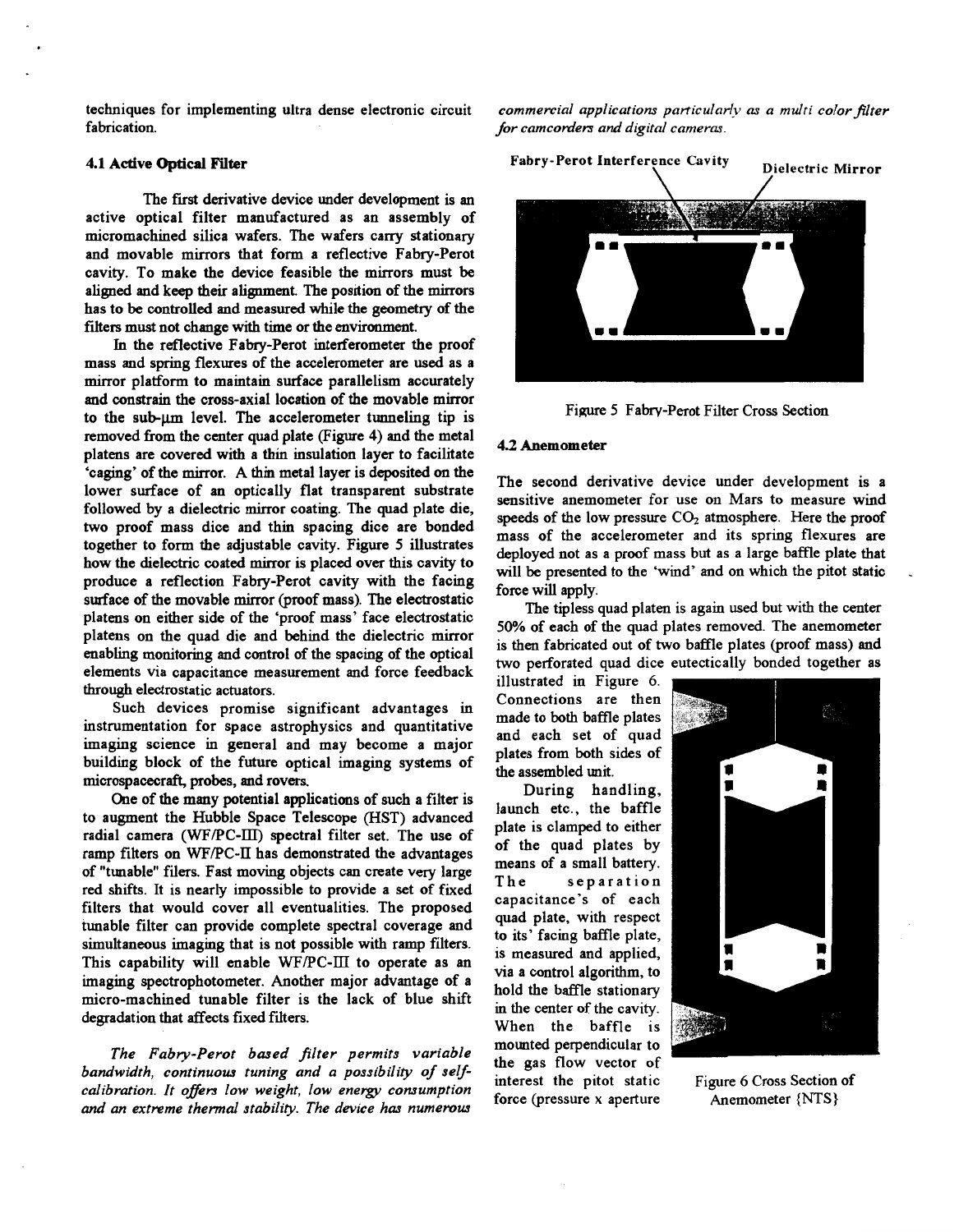techniques for implementing ultra dense electronic circuit fabrication.

### 4.1 Active Optical Filter

The first derivative device under development is an active optical filter manufactured as an assembly of micromachined silica wafers. The wafers carry stationary and movable mirrors that form a reflective Fabry-Perot cavity. To make the device feasible the mirrors must be aligned and keep their alignment. The position of the mirrors has to be controlled and measured while the geometry of the filters must not change with time or the environment.

In the reflective Fabry-Perot interferometer the proof mass and spring flexures of the accelerometer are used as a mirror platform to maintain surface parallelism accurately and constrain the cross-axial location of the movable mirror to the sub-μm level. The accelerometer tunneling tip is removed from the center quad plate (Figure 4) and the metal platens are covered with a thin insulation layer to facilitate 'caging' of the mirror. A thin metal layer is deposited on the lower surface of an optically flat transparent substrate followed by a dielectric mirror coating. The quad plate die, two proof mass dice and thin spacing dice are bonded together to form the adjustable cavity. Figure 5 illustrates how the dielectric coated mirror is placed over this cavity to produce a reflection Fabry-Perot cavity with the facing surface of the movable mirror (proof mass). The electrostatic platens on either side of the 'proof mass' face electrostatic platens on the quad die and behind the dielectric mirror enabling monitoring and control of the spacing of the optical elements via capacitance measurement and force feedback through electrostatic actuators.

Such devices promise significant advantages in instrumentation for space astrophysics and quantitative imaging science in general and may become a major building block of the future optical imaging systems of microspacecraft, probes, and rovers.

One of the many potential applications of such a filter is to augment the Hubble Space Telescope (HST) advanced radial camera (WF/PC-III) spectral filter set. The use of ramp filters on WF/PC-II has demonstrated the advantages of "tunable" filers. Fast moving objects can create very large red shifts. It is nearly impossible to provide a set of fixed filters that would cover all eventualities. The proposed tunable filter can provide complete spectral coverage and simultaneous imaging that is not possible with ramp filters. This capability will enable WF/PC-III to operate as an imaging spectrophotometer. Another major advantage of a micro-machined tunable filter is the lack of blue shift degradation that affects fixed filters.

*The Fabry-Perot based filter permits variable bandwidth, continuous tuning and a possibility of self-calibration. It offers low weight, low energy consumption and an extreme thermal stability. The device has numerous commercial applications particularly as a multi color filter for camcorders and digital cameras.*

Fabry-Perot Interference Cavity — Dielectric Mirror

Figure 5 Fabry-Perot Filter Cross Section

### 4.2 Anemometer

The second derivative device under development is a sensitive anemometer for use on Mars to measure wind speeds of the low pressure $CO_2$ atmosphere. Here the proof mass of the accelerometer and its spring flexures are deployed not as a proof mass but as a large baffle plate that will be presented to the 'wind' and on which the pitot static force will apply.

The tipless quad platen is again used but with the center 50% of each of the quad plates removed. The anemometer is then fabricated out of two baffle plates (proof mass) and two perforated quad dice eutectically bonded together as illustrated in Figure 6. Connections are then made to both baffle plates and each set of quad plates from both sides of the assembled unit.

During handling, launch etc., the baffle plate is clamped to either of the quad plates by means of a small battery. The separation capacitance's of each quad plate, with respect to its' facing baffle plate, is measured and applied, via a control algorithm, to hold the baffle stationary in the center of the cavity. When the baffle is mounted perpendicular to the gas flow vector of interest the pitot static force (pressure x aperture

Figure 6 Cross Section of Anemometer {NTS}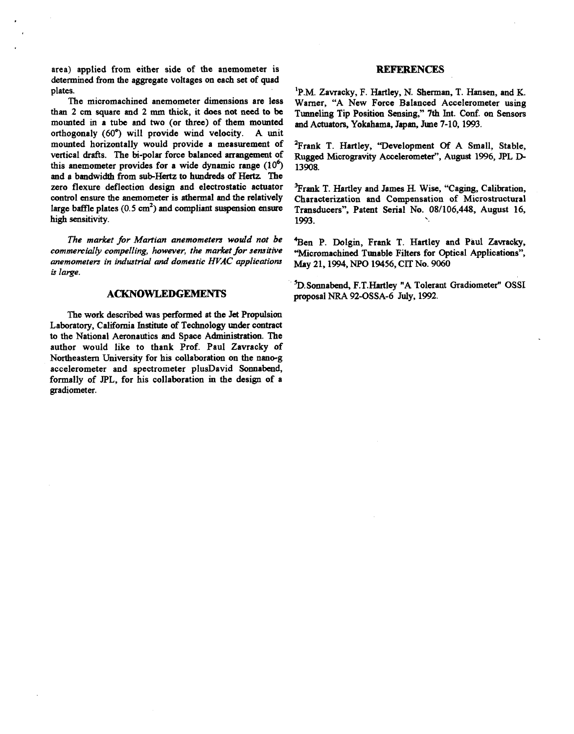area) applied from either side of the anemometer is determined from the aggregate voltages on each set of quad plates.

The micromachined anemometer dimensions are less than 2 cm square and 2 mm thick, it does not need to be mounted in a tube and two (or three) of them mounted orthogonaly ($60^{\circ}$) will provide wind velocity. A unit mounted horizontally would provide a measurement of vertical drafts. The bi-polar force balanced arrangement of this anemometer provides for a wide dynamic range ($10^{6}$) and a bandwidth from sub-Hertz to hundreds of Hertz. The zero flexure deflection design and electrostatic actuator control ensure the anemometer is athermal and the relatively large baffle plates ($0.5 \text{ cm}^2$) and compliant suspension ensure high sensitivity.

*The market for Martian anemometers would not be commercially compelling, however, the market for sensitive anemometers in industrial and domestic HVAC applications is large.*

## ACKNOWLEDGEMENTS

The work described was performed at the Jet Propulsion Laboratory, California Institute of Technology under contract to the National Aeronautics and Space Administration. The author would like to thank Prof. Paul Zavracky of Northeastern University for his collaboration on the nano-g accelerometer and spectrometer plusDavid Sonnabend, formally of JPL, for his collaboration in the design of a gradiometer.

## REFERENCES

[1] P.M. Zavracky, F. Hartley, N. Sherman, T. Hansen, and K. Warner, "A New Force Balanced Accelerometer using Tunneling Tip Position Sensing," 7th Int. Conf. on Sensors and Actuators, Yokahama, Japan, June 7-10, 1993.

[2] Frank T. Hartley, "Development Of A Small, Stable, Rugged Microgravity Accelerometer", August 1996, JPL D-13908.

[3] Frank T. Hartley and James H. Wise, "Caging, Calibration, Characterization and Compensation of Microstructural Transducers", Patent Serial No. 08/106,448, August 16, 1993.

[4] Ben P. Dolgin, Frank T. Hartley and Paul Zavracky, "Micromachined Tunable Filters for Optical Applications", May 21, 1994, NPO 19456, CIT No. 9060

[5] D.Sonnabend, F.T.Hartley "A Tolerant Gradiometer" OSSI proposal NRA 92-OSSA-6 July, 1992.